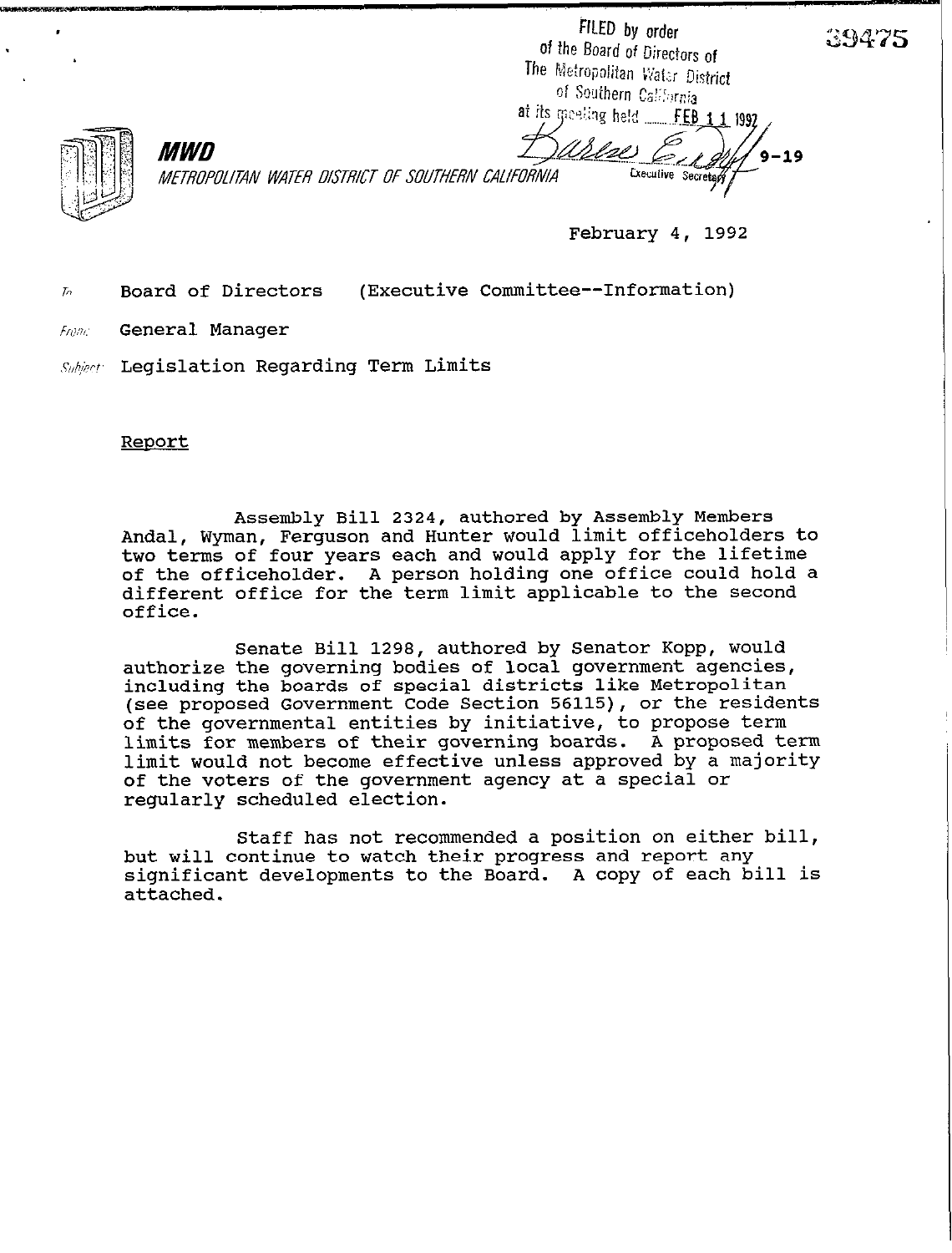FILED by order of the Board of Directors of The Metropolitan Water District of Southern California at its meeting held FEB 11 1992

Executive Secretary

39475

**MWD**

*METROPOLITAN WATER DISTRICT OF SOUTHERN CALIFORNIA*

9-19

February 4, 1992

To: Board of Directors (Executive Committee--Information)

From: General Manager

Subject: Legislation Regarding Term Limits

Report

Assembly Bill 2324, authored by Assembly Members Andal, Wyman, Ferguson and Hunter would limit officeholders to two terms of four years each and would apply for the lifetime of the officeholder. A person holding one office could hold a different office for the term limit applicable to the second office.

Senate Bill 1298, authored by Senator Kopp, would authorize the governing bodies of local government agencies, including the boards of special districts like Metropolitan (see proposed Government Code Section 56115), or the residents of the governmental entities by initiative, to propose term limits for members of their governing boards. A proposed term limit would not become effective unless approved by a majority of the voters of the government agency at a special or regularly scheduled election.

Staff has not recommended a position on either bill, but will continue to watch their progress and report any significant developments to the Board. A copy of each bill is attached.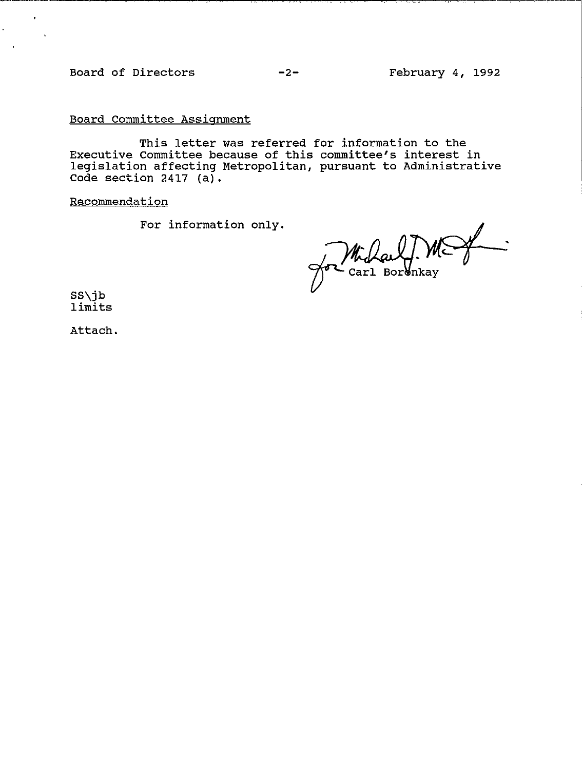Board of Directors -2- February 4, 1992

Board Committee Assignment

This letter was referred for information to the Executive Committee because of this committee's interest in legislation affecting Metropolitan, pursuant to Administrative Code section 2417 (a).

Recommendation

For information only.

for Michael J. Mc...
Carl Boronkay

SS\jb
limits

Attach.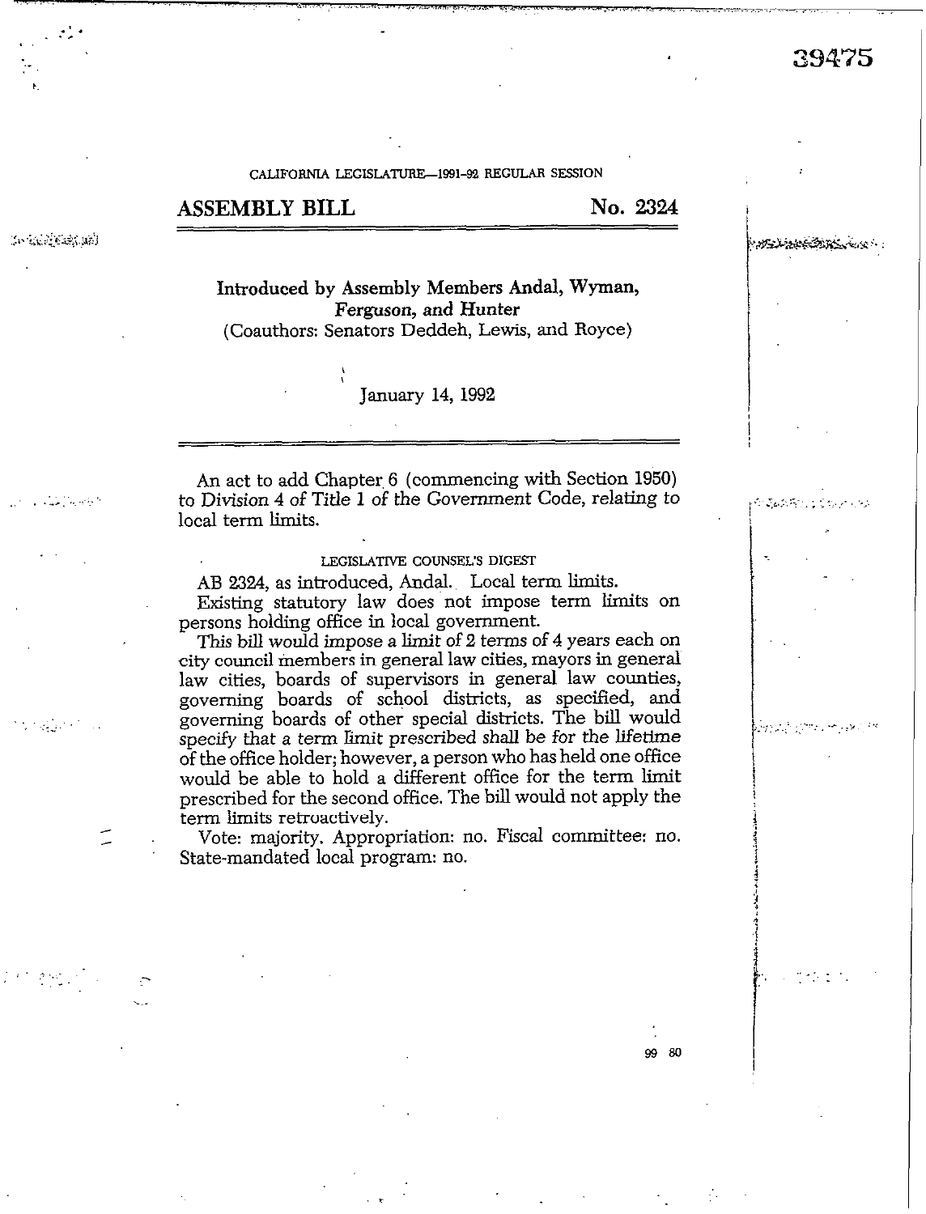CALIFORNIA LEGISLATURE—1991–92 REGULAR SESSION

## ASSEMBLY BILL No. 2324

**Introduced by Assembly Members Andal, Wyman, Ferguson, and Hunter**
(Coauthors: Senators Deddeh, Lewis, and Royce)

January 14, 1992

An act to add Chapter 6 (commencing with Section 1950) to Division 4 of Title 1 of the Government Code, relating to local term limits.

LEGISLATIVE COUNSEL'S DIGEST

AB 2324, as introduced, Andal. Local term limits.

Existing statutory law does not impose term limits on persons holding office in local government.

This bill would impose a limit of 2 terms of 4 years each on city council members in general law cities, mayors in general law cities, boards of supervisors in general law counties, governing boards of school districts, as specified, and governing boards of other special districts. The bill would specify that a term limit prescribed shall be for the lifetime of the office holder; however, a person who has held one office would be able to hold a different office for the term limit prescribed for the second office. The bill would not apply the term limits retroactively.

Vote: majority. Appropriation: no. Fiscal committee: no. State-mandated local program: no.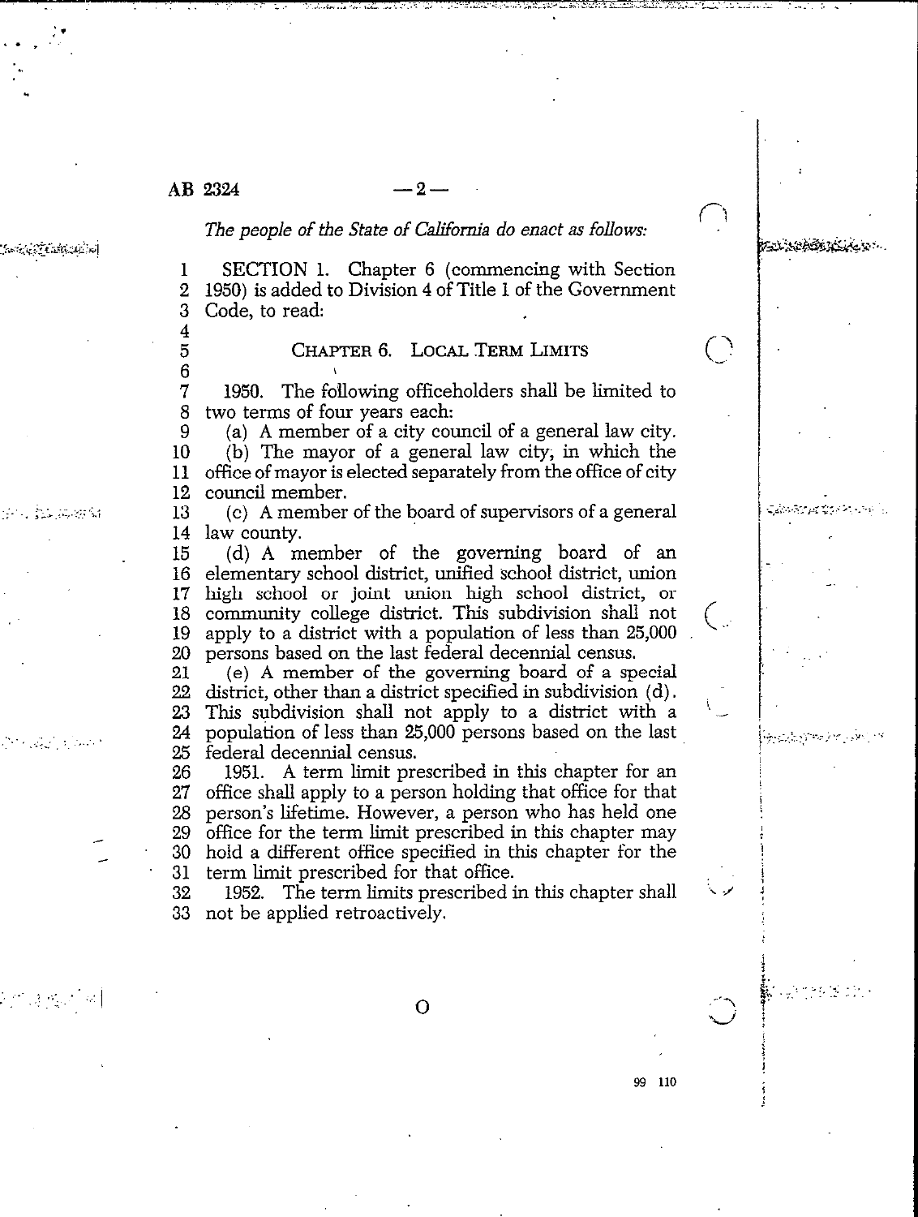*The people of the State of California do enact as follows:*

SECTION 1. Chapter 6 (commencing with Section 1950) is added to Division 4 of Title 1 of the Government Code, to read:

## CHAPTER 6. LOCAL TERM LIMITS

1950. The following officeholders shall be limited to two terms of four years each:

(a) A member of a city council of a general law city.

(b) The mayor of a general law city, in which the office of mayor is elected separately from the office of city council member.

(c) A member of the board of supervisors of a general law county.

(d) A member of the governing board of an elementary school district, unified school district, union high school or joint union high school district, or community college district. This subdivision shall not apply to a district with a population of less than 25,000 persons based on the last federal decennial census.

(e) A member of the governing board of a special district, other than a district specified in subdivision (d). This subdivision shall not apply to a district with a population of less than 25,000 persons based on the last federal decennial census.

1951. A term limit prescribed in this chapter for an office shall apply to a person holding that office for that person's lifetime. However, a person who has held one office for the term limit prescribed in this chapter may hold a different office specified in this chapter for the term limit prescribed for that office.

1952. The term limits prescribed in this chapter shall not be applied retroactively.

O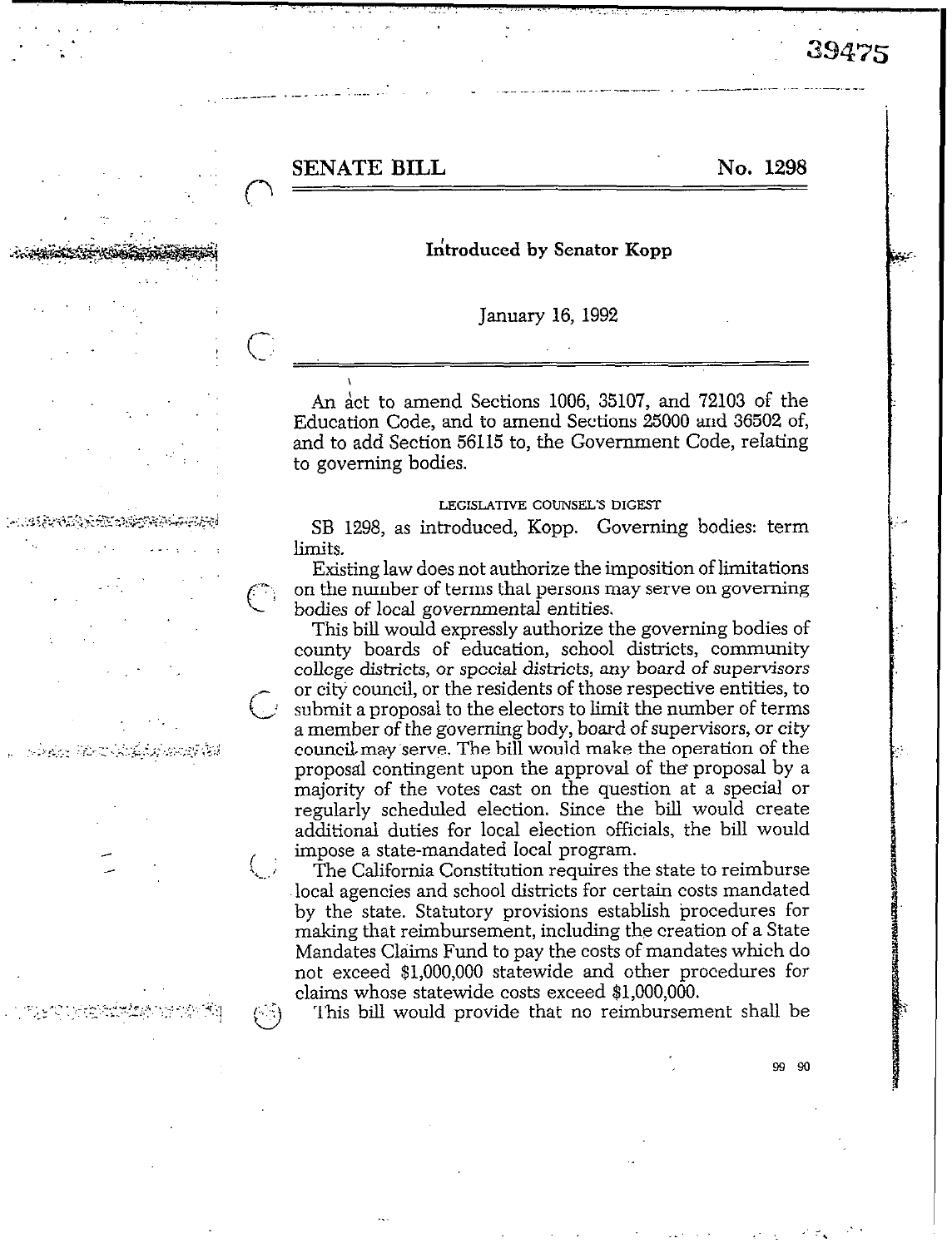## SENATE BILL No. 1298

**Introduced by Senator Kopp**

January 16, 1992

An act to amend Sections 1006, 35107, and 72103 of the Education Code, and to amend Sections 25000 and 36502 of, and to add Section 56115 to, the Government Code, relating to governing bodies.

LEGISLATIVE COUNSEL'S DIGEST

SB 1298, as introduced, Kopp. Governing bodies: term limits.

Existing law does not authorize the imposition of limitations on the number of terms that persons may serve on governing bodies of local governmental entities.

This bill would expressly authorize the governing bodies of county boards of education, school districts, community college districts, or special districts, any board of supervisors or city council, or the residents of those respective entities, to submit a proposal to the electors to limit the number of terms a member of the governing body, board of supervisors, or city council may serve. The bill would make the operation of the proposal contingent upon the approval of the proposal by a majority of the votes cast on the question at a special or regularly scheduled election. Since the bill would create additional duties for local election officials, the bill would impose a state-mandated local program.

The California Constitution requires the state to reimburse local agencies and school districts for certain costs mandated by the state. Statutory provisions establish procedures for making that reimbursement, including the creation of a State Mandates Claims Fund to pay the costs of mandates which do not exceed $1,000,000 statewide and other procedures for claims whose statewide costs exceed $1,000,000.

This bill would provide that no reimbursement shall be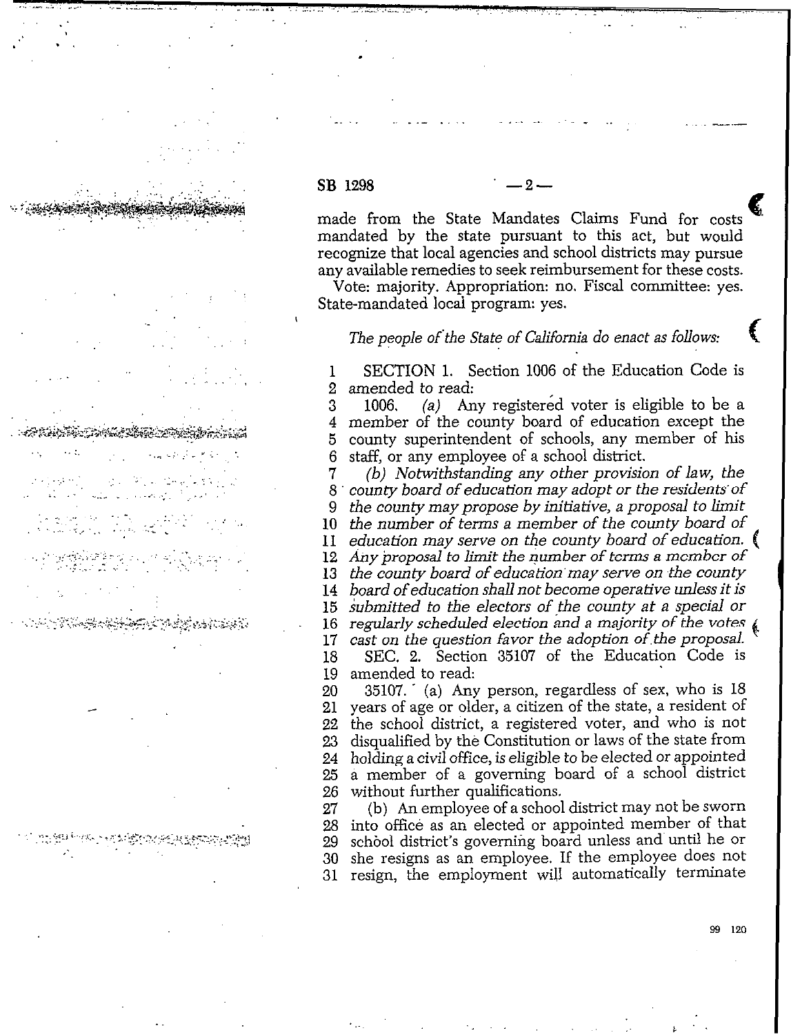made from the State Mandates Claims Fund for costs mandated by the state pursuant to this act, but would recognize that local agencies and school districts may pursue any available remedies to seek reimbursement for these costs.

Vote: majority. Appropriation: no. Fiscal committee: yes. State-mandated local program: yes.

*The people of the State of California do enact as follows:*

SECTION 1. Section 1006 of the Education Code is amended to read:

1006. *(a)* Any registered voter is eligible to be a member of the county board of education except the county superintendent of schools, any member of his staff, or any employee of a school district.

*(b) Notwithstanding any other provision of law, the county board of education may adopt or the residents of the county may propose by initiative, a proposal to limit the number of terms a member of the county board of education may serve on the county board of education. Any proposal to limit the number of terms a member of the county board of education may serve on the county board of education shall not become operative unless it is submitted to the electors of the county at a special or regularly scheduled election and a majority of the votes cast on the question favor the adoption of the proposal.*

SEC. 2. Section 35107 of the Education Code is amended to read:

35107. (a) Any person, regardless of sex, who is 18 years of age or older, a citizen of the state, a resident of the school district, a registered voter, and who is not disqualified by the Constitution or laws of the state from holding a civil office, is eligible to be elected or appointed a member of a governing board of a school district without further qualifications.

(b) An employee of a school district may not be sworn into office as an elected or appointed member of that school district's governing board unless and until he or she resigns as an employee. If the employee does not resign, the employment will automatically terminate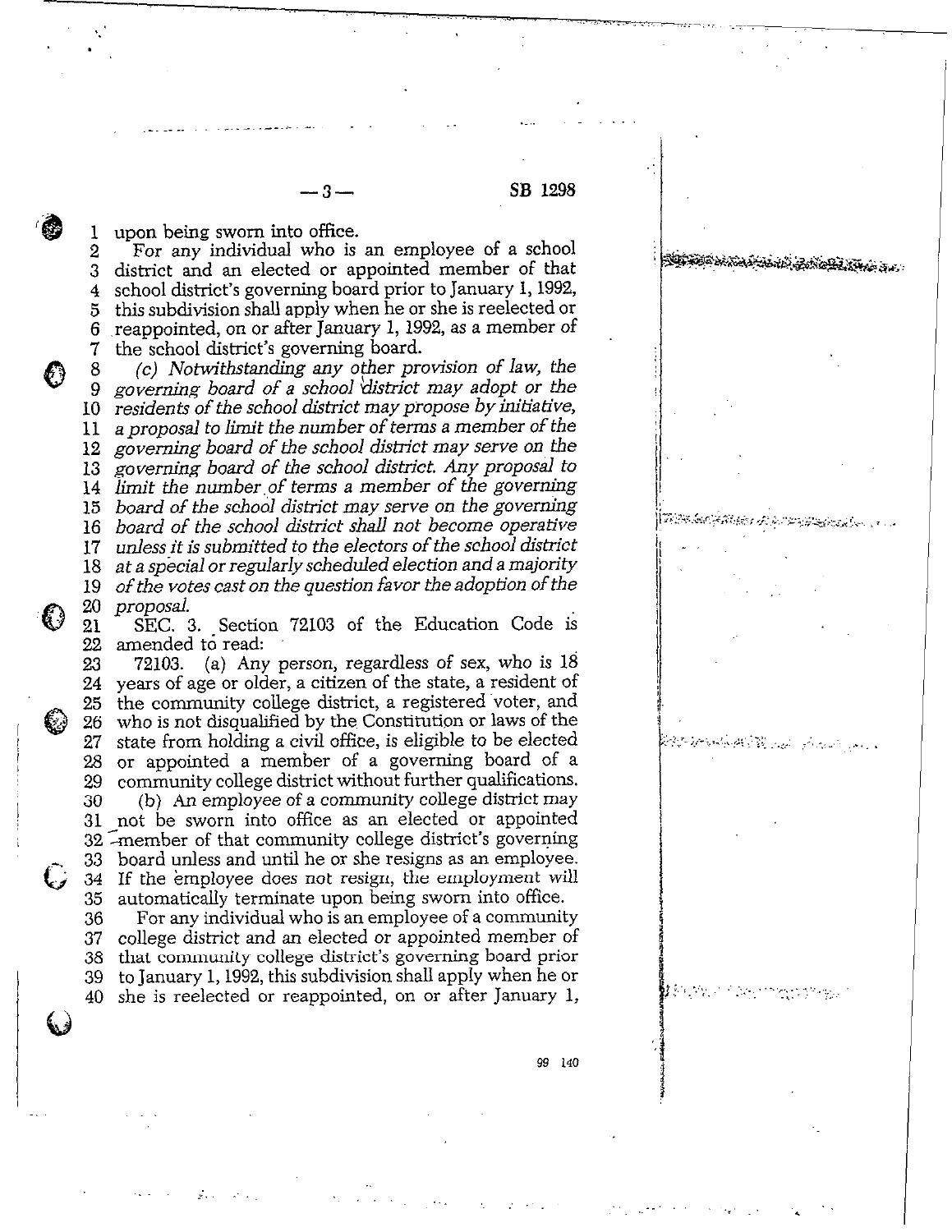upon being sworn into office.

For any individual who is an employee of a school district and an elected or appointed member of that school district's governing board prior to January 1, 1992, this subdivision shall apply when he or she is reelected or reappointed, on or after January 1, 1992, as a member of the school district's governing board.

*(c) Notwithstanding any other provision of law, the governing board of a school district may adopt or the residents of the school district may propose by initiative, a proposal to limit the number of terms a member of the governing board of the school district may serve on the governing board of the school district. Any proposal to limit the number of terms a member of the governing board of the school district may serve on the governing board of the school district shall not become operative unless it is submitted to the electors of the school district at a special or regularly scheduled election and a majority of the votes cast on the question favor the adoption of the proposal.*

SEC. 3. Section 72103 of the Education Code is amended to read:

72103. (a) Any person, regardless of sex, who is 18 years of age or older, a citizen of the state, a resident of the community college district, a registered voter, and who is not disqualified by the Constitution or laws of the state from holding a civil office, is eligible to be elected or appointed a member of a governing board of a community college district without further qualifications.

(b) An employee of a community college district may not be sworn into office as an elected or appointed member of that community college district's governing board unless and until he or she resigns as an employee. If the employee does not resign, the employment will automatically terminate upon being sworn into office.

For any individual who is an employee of a community college district and an elected or appointed member of that community college district's governing board prior to January 1, 1992, this subdivision shall apply when he or she is reelected or reappointed, on or after January 1,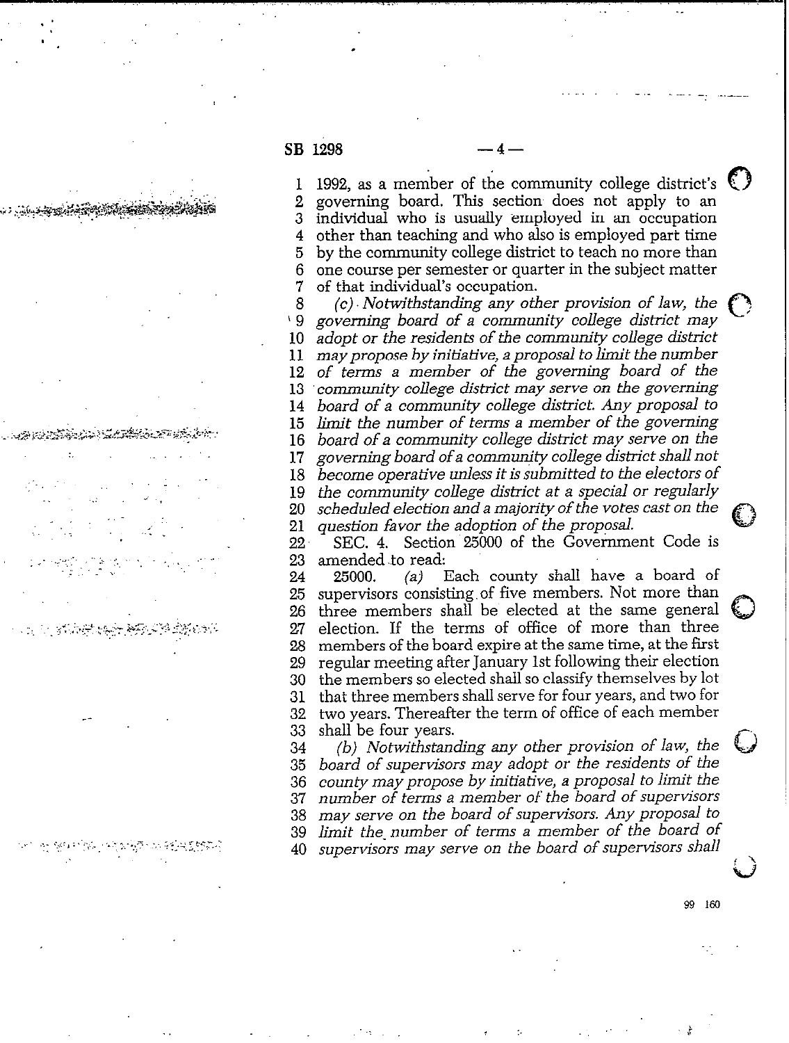1992, as a member of the community college district's governing board. This section does not apply to an individual who is usually employed in an occupation other than teaching and who also is employed part time by the community college district to teach no more than one course per semester or quarter in the subject matter of that individual's occupation.

*(c) Notwithstanding any other provision of law, the governing board of a community college district may adopt or the residents of the community college district may propose by initiative, a proposal to limit the number of terms a member of the governing board of the community college district may serve on the governing board of a community college district. Any proposal to limit the number of terms a member of the governing board of a community college district may serve on the governing board of a community college district shall not become operative unless it is submitted to the electors of the community college district at a special or regularly scheduled election and a majority of the votes cast on the question favor the adoption of the proposal.*

SEC. 4. Section 25000 of the Government Code is amended to read:

25000. *(a)* Each county shall have a board of supervisors consisting of five members. Not more than three members shall be elected at the same general election. If the terms of office of more than three members of the board expire at the same time, at the first regular meeting after January 1st following their election the members so elected shall so classify themselves by lot that three members shall serve for four years, and two for two years. Thereafter the term of office of each member shall be four years.

*(b) Notwithstanding any other provision of law, the board of supervisors may adopt or the residents of the county may propose by initiative, a proposal to limit the number of terms a member of the board of supervisors may serve on the board of supervisors. Any proposal to limit the number of terms a member of the board of supervisors may serve on the board of supervisors shall*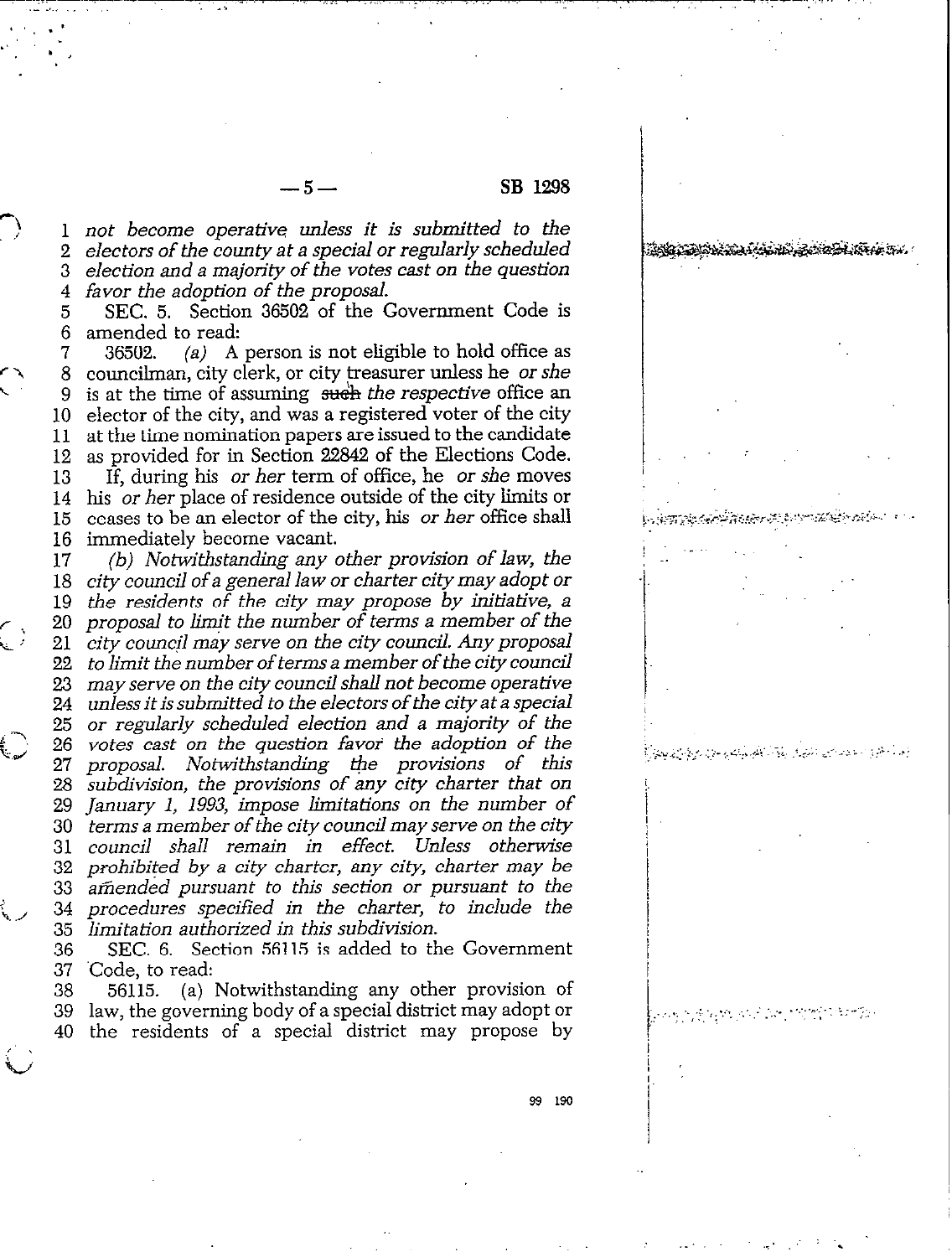*not become operative unless it is submitted to the electors of the county at a special or regularly scheduled election and a majority of the votes cast on the question favor the adoption of the proposal.*

SEC. 5. Section 36502 of the Government Code is amended to read:

36502. *(a)* A person is not eligible to hold office as councilman, city clerk, or city treasurer unless he *or she* is at the time of assuming ~~such~~ *the respective* office an elector of the city, and was a registered voter of the city at the time nomination papers are issued to the candidate as provided for in Section 22842 of the Elections Code. If, during his *or her* term of office, he *or she* moves his *or her* place of residence outside of the city limits or ceases to be an elector of the city, his *or her* office shall immediately become vacant.

*(b) Notwithstanding any other provision of law, the city council of a general law or charter city may adopt or the residents of the city may propose by initiative, a proposal to limit the number of terms a member of the city council may serve on the city council. Any proposal to limit the number of terms a member of the city council may serve on the city council shall not become operative unless it is submitted to the electors of the city at a special or regularly scheduled election and a majority of the votes cast on the question favor the adoption of the proposal. Notwithstanding the provisions of this subdivision, the provisions of any city charter that on January 1, 1993, impose limitations on the number of terms a member of the city council may serve on the city council shall remain in effect. Unless otherwise prohibited by a city charter, any city, charter may be amended pursuant to this section or pursuant to the procedures specified in the charter, to include the limitation authorized in this subdivision.*

SEC. 6. Section 56115 is added to the Government Code, to read:

56115. (a) Notwithstanding any other provision of law, the governing body of a special district may adopt or the residents of a special district may propose by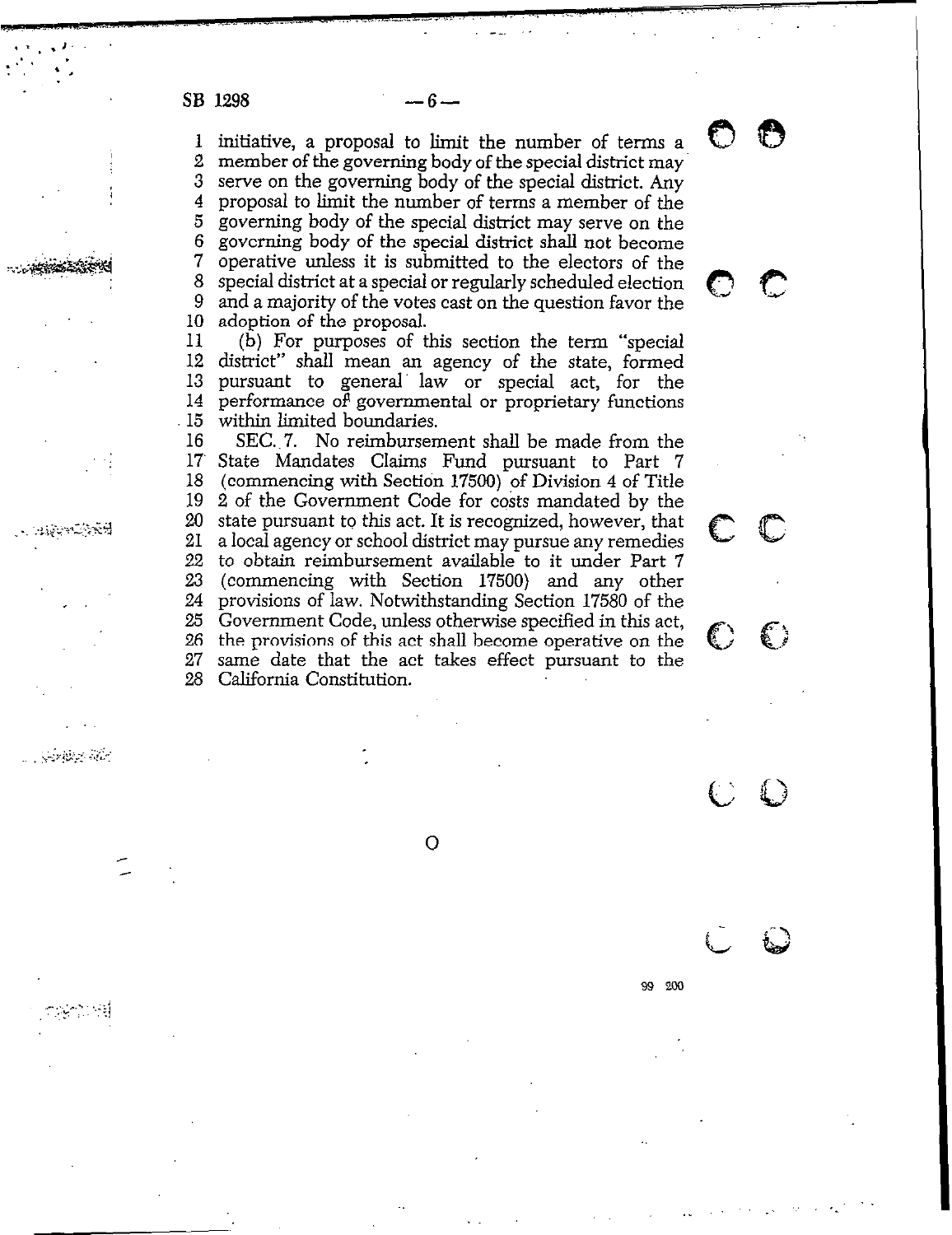initiative, a proposal to limit the number of terms a member of the governing body of the special district may serve on the governing body of the special district. Any proposal to limit the number of terms a member of the governing body of the special district may serve on the governing body of the special district shall not become operative unless it is submitted to the electors of the special district at a special or regularly scheduled election and a majority of the votes cast on the question favor the adoption of the proposal.

(b) For purposes of this section the term "special district" shall mean an agency of the state, formed pursuant to general law or special act, for the performance of governmental or proprietary functions within limited boundaries.

SEC. 7. No reimbursement shall be made from the State Mandates Claims Fund pursuant to Part 7 (commencing with Section 17500) of Division 4 of Title 2 of the Government Code for costs mandated by the state pursuant to this act. It is recognized, however, that a local agency or school district may pursue any remedies to obtain reimbursement available to it under Part 7 (commencing with Section 17500) and any other provisions of law. Notwithstanding Section 17580 of the Government Code, unless otherwise specified in this act, the provisions of this act shall become operative on the same date that the act takes effect pursuant to the California Constitution.

O

99 200